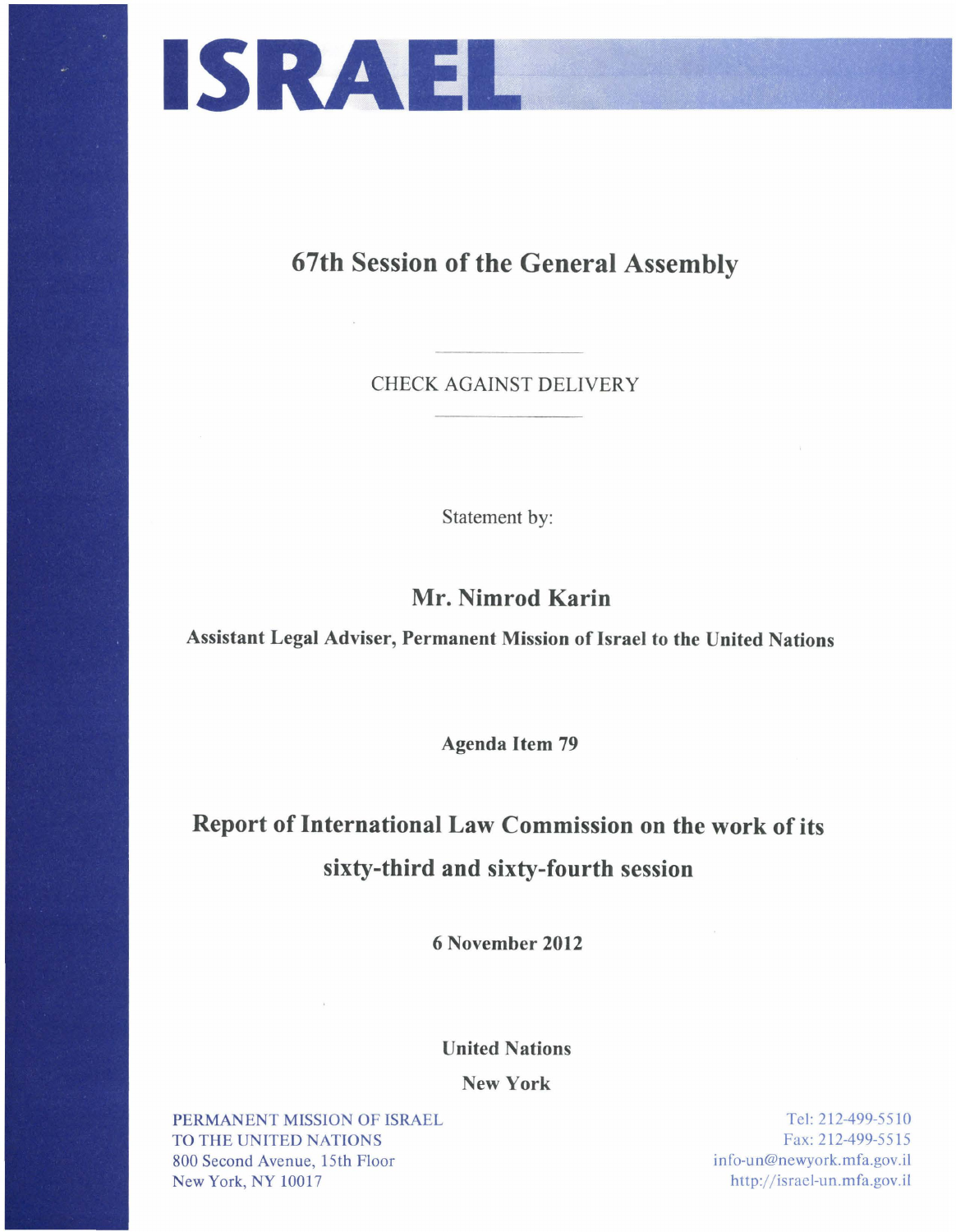# ISRAEL

## 67th Session of the General Assembly

CHECK AGAINST DELIVERY

Statement by:

**Mr. Nimrod Karin**

**Assistant Legal Adviser, Permanent Mission of Israel to the United Nations**

**Agenda Item 79**

## Report of International Law Commission on the work of its sixty-third and sixty-fourth session

**6 November 2012**

**United Nations**

**New York**

PERMANENT MISSION OF ISRAEL
TO THE UNITED NATIONS
800 Second Avenue, 15th Floor
New York, NY 10017

Tel: 212-499-5510
Fax: 212-499-5515
info-un@newyork.mfa.gov.il
http://israel-un.mfa.gov.il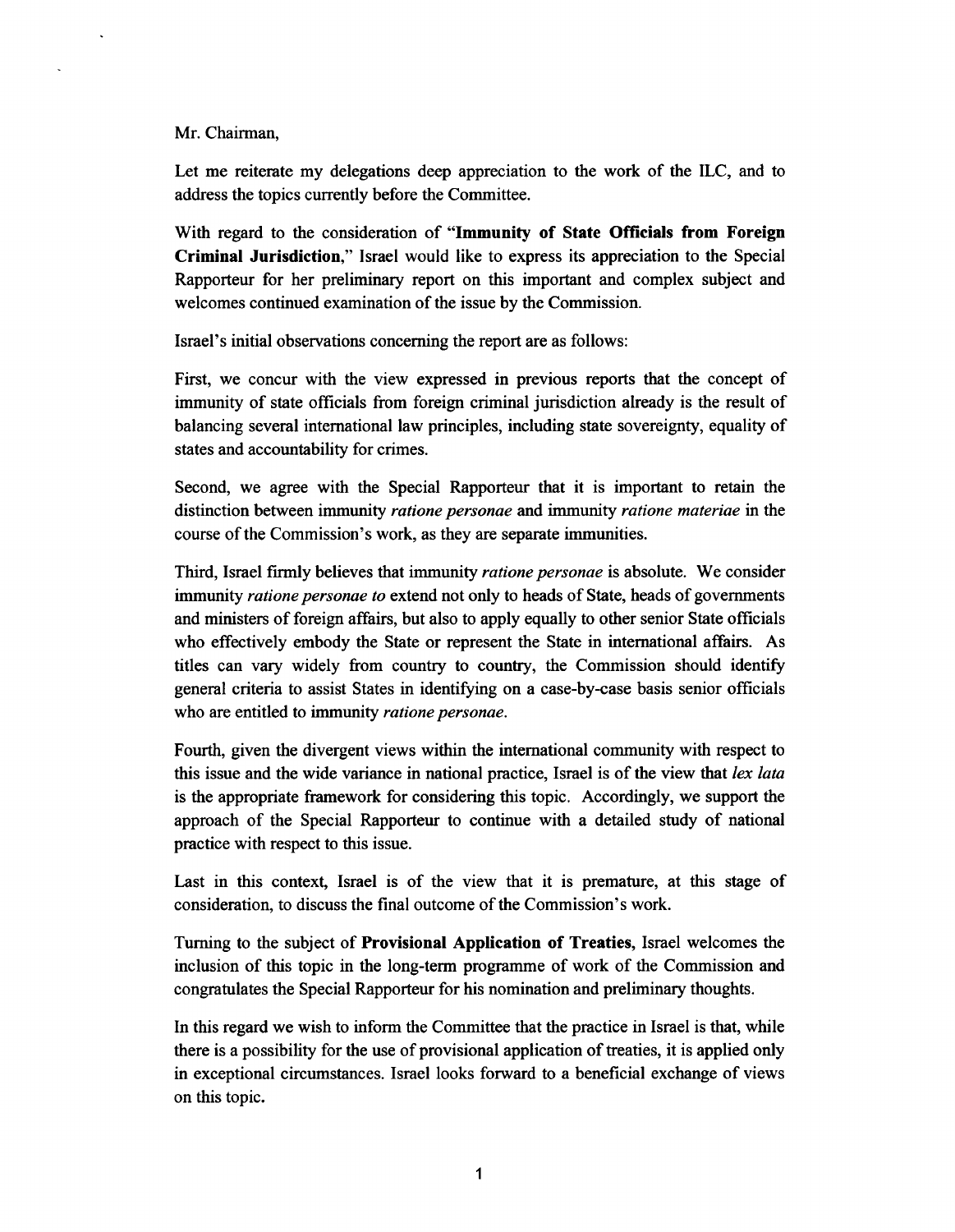Mr. Chairman,

Let me reiterate my delegations deep appreciation to the work of the ILC, and to address the topics currently before the Committee.

With regard to the consideration of "**Immunity of State Officials from Foreign Criminal Jurisdiction,**" Israel would like to express its appreciation to the Special Rapporteur for her preliminary report on this important and complex subject and welcomes continued examination of the issue by the Commission.

Israel's initial observations concerning the report are as follows:

First, we concur with the view expressed in previous reports that the concept of immunity of state officials from foreign criminal jurisdiction already is the result of balancing several international law principles, including state sovereignty, equality of states and accountability for crimes.

Second, we agree with the Special Rapporteur that it is important to retain the distinction between immunity *ratione personae* and immunity *ratione materiae* in the course of the Commission's work, as they are separate immunities.

Third, Israel firmly believes that immunity *ratione personae* is absolute. We consider immunity *ratione personae to* extend not only to heads of State, heads of governments and ministers of foreign affairs, but also to apply equally to other senior State officials who effectively embody the State or represent the State in international affairs. As titles can vary widely from country to country, the Commission should identify general criteria to assist States in identifying on a case-by-case basis senior officials who are entitled to immunity *ratione personae*.

Fourth, given the divergent views within the international community with respect to this issue and the wide variance in national practice, Israel is of the view that *lex lata* is the appropriate framework for considering this topic. Accordingly, we support the approach of the Special Rapporteur to continue with a detailed study of national practice with respect to this issue.

Last in this context, Israel is of the view that it is premature, at this stage of consideration, to discuss the final outcome of the Commission's work.

Turning to the subject of **Provisional Application of Treaties**, Israel welcomes the inclusion of this topic in the long-term programme of work of the Commission and congratulates the Special Rapporteur for his nomination and preliminary thoughts.

In this regard we wish to inform the Committee that the practice in Israel is that, while there is a possibility for the use of provisional application of treaties, it is applied only in exceptional circumstances. Israel looks forward to a beneficial exchange of views on this topic.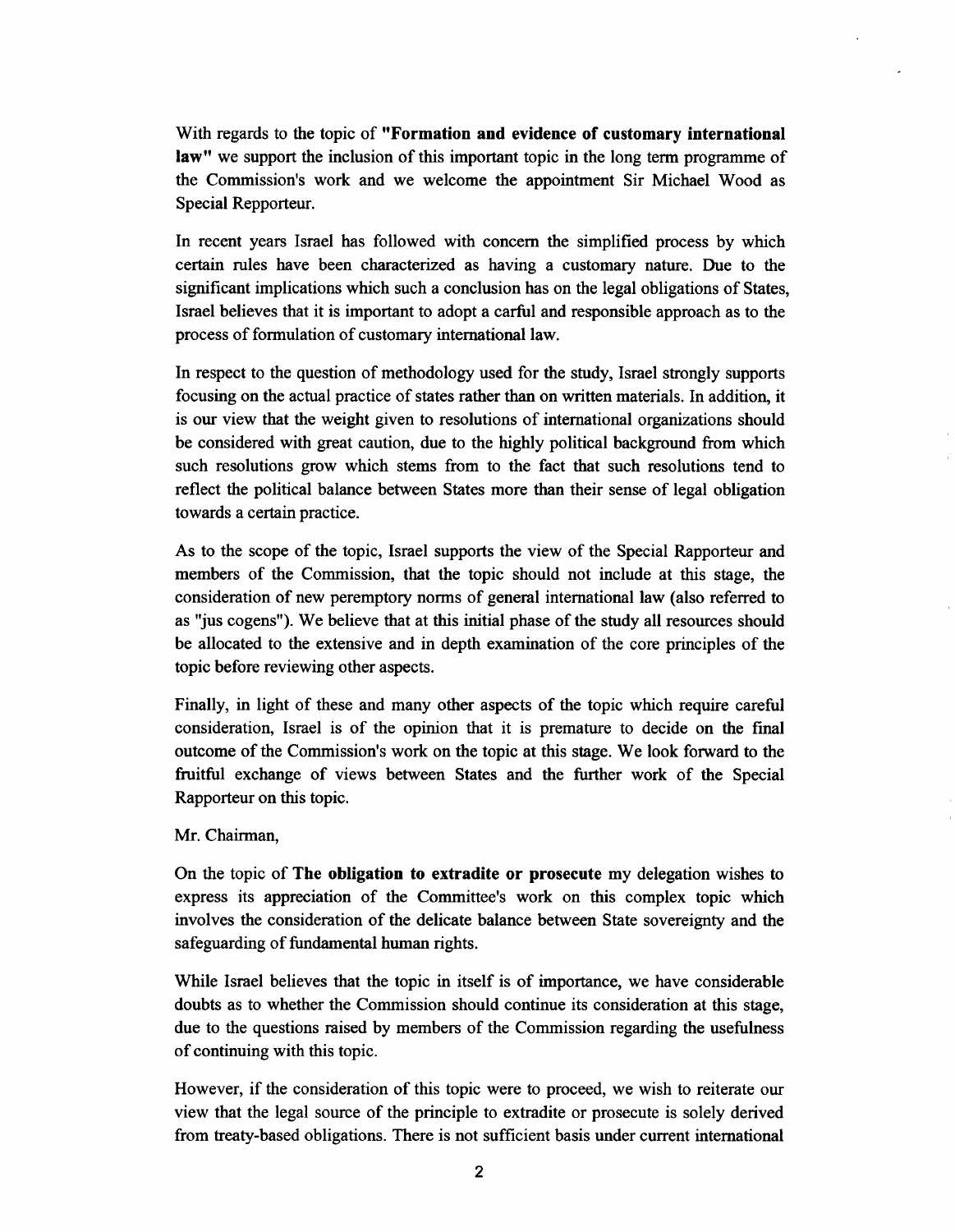With regards to the topic of **"Formation and evidence of customary international law"** we support the inclusion of this important topic in the long term programme of the Commission's work and we welcome the appointment Sir Michael Wood as Special Repporteur.

In recent years Israel has followed with concern the simplified process by which certain rules have been characterized as having a customary nature. Due to the significant implications which such a conclusion has on the legal obligations of States, Israel believes that it is important to adopt a carful and responsible approach as to the process of formulation of customary international law.

In respect to the question of methodology used for the study, Israel strongly supports focusing on the actual practice of states rather than on written materials. In addition, it is our view that the weight given to resolutions of international organizations should be considered with great caution, due to the highly political background from which such resolutions grow which stems from to the fact that such resolutions tend to reflect the political balance between States more than their sense of legal obligation towards a certain practice.

As to the scope of the topic, Israel supports the view of the Special Rapporteur and members of the Commission, that the topic should not include at this stage, the consideration of new peremptory norms of general international law (also referred to as "jus cogens"). We believe that at this initial phase of the study all resources should be allocated to the extensive and in depth examination of the core principles of the topic before reviewing other aspects.

Finally, in light of these and many other aspects of the topic which require careful consideration, Israel is of the opinion that it is premature to decide on the final outcome of the Commission's work on the topic at this stage. We look forward to the fruitful exchange of views between States and the further work of the Special Rapporteur on this topic.

Mr. Chairman,

On the topic of **The obligation to extradite or prosecute** my delegation wishes to express its appreciation of the Committee's work on this complex topic which involves the consideration of the delicate balance between State sovereignty and the safeguarding of fundamental human rights.

While Israel believes that the topic in itself is of importance, we have considerable doubts as to whether the Commission should continue its consideration at this stage, due to the questions raised by members of the Commission regarding the usefulness of continuing with this topic.

However, if the consideration of this topic were to proceed, we wish to reiterate our view that the legal source of the principle to extradite or prosecute is solely derived from treaty-based obligations. There is not sufficient basis under current international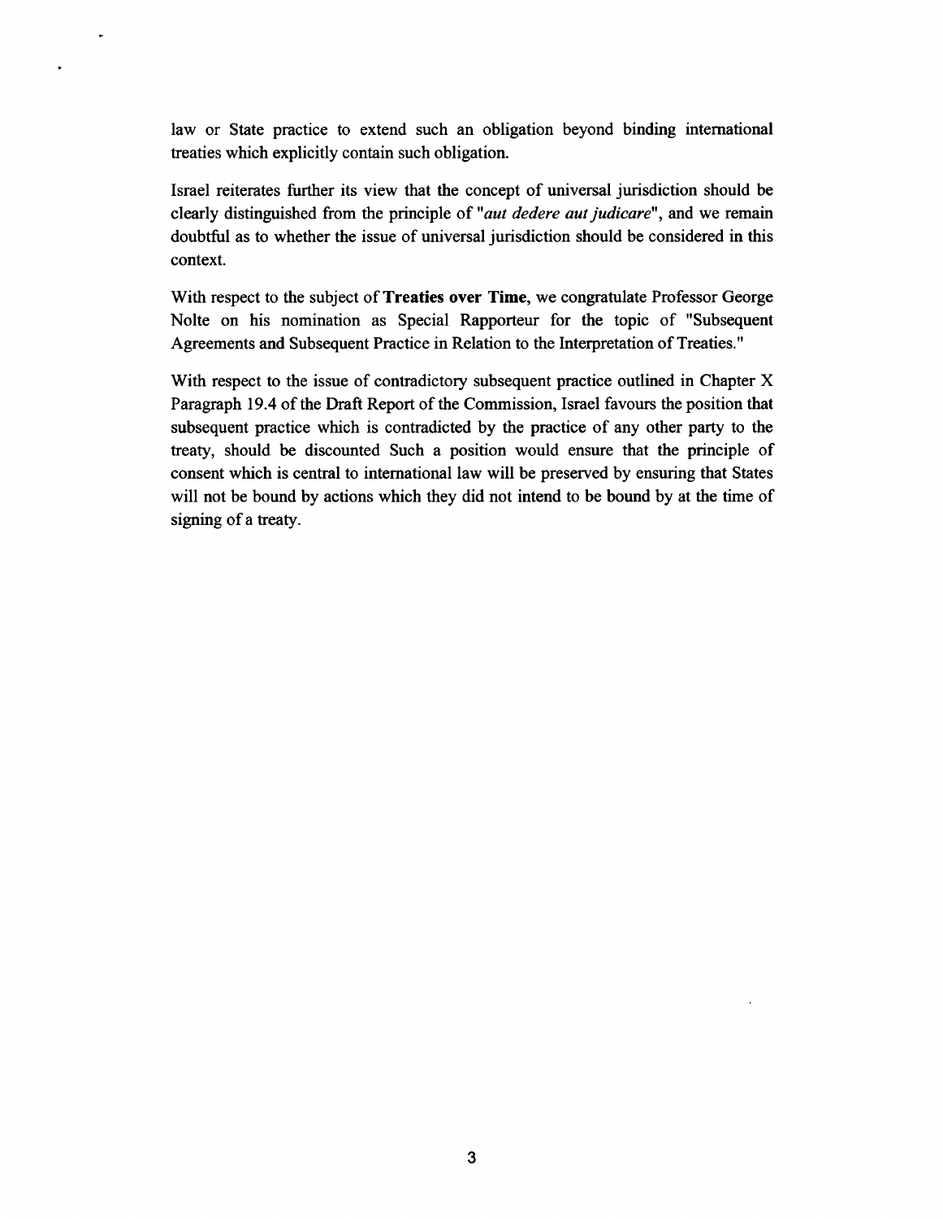law or State practice to extend such an obligation beyond binding international treaties which explicitly contain such obligation.

Israel reiterates further its view that the concept of universal jurisdiction should be clearly distinguished from the principle of "*aut dedere aut judicare*", and we remain doubtful as to whether the issue of universal jurisdiction should be considered in this context.

With respect to the subject of **Treaties over Time**, we congratulate Professor George Nolte on his nomination as Special Rapporteur for the topic of "Subsequent Agreements and Subsequent Practice in Relation to the Interpretation of Treaties."

With respect to the issue of contradictory subsequent practice outlined in Chapter X Paragraph 19.4 of the Draft Report of the Commission, Israel favours the position that subsequent practice which is contradicted by the practice of any other party to the treaty, should be discounted Such a position would ensure that the principle of consent which is central to international law will be preserved by ensuring that States will not be bound by actions which they did not intend to be bound by at the time of signing of a treaty.